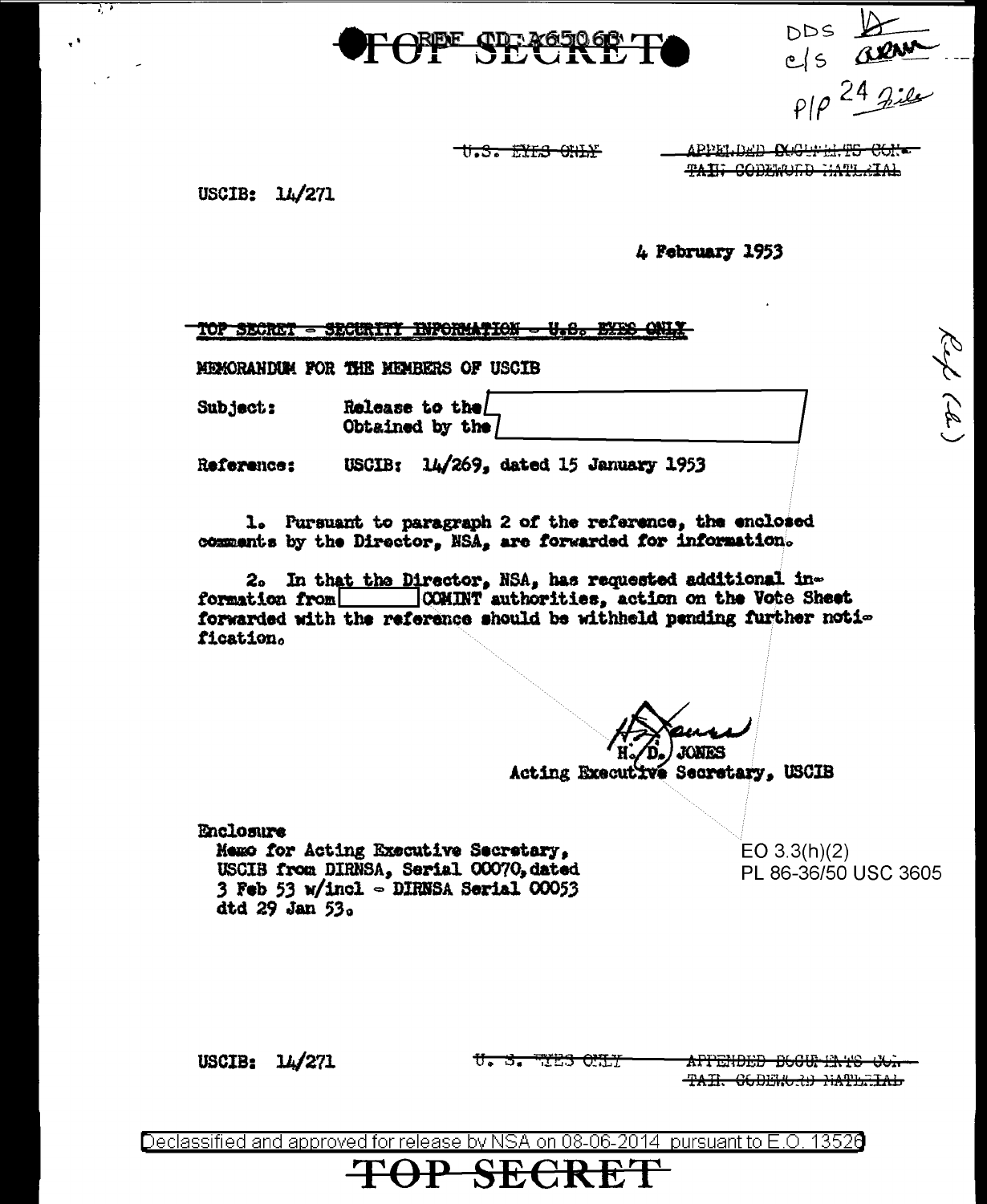TOP SECRET

DDS
c/s
P/P 24 file

~~U.S. EYES ONLY~~ ~~APPENDED DOCUMENTS CONTAIN CODEWORD MATERIAL~~

USCIB: 14/271

4 February 1953

~~TOP SECRET - SECURITY INFORMATION - U.S. EYES ONLY~~

MEMORANDUM FOR THE MEMBERS OF USCIB

Subject: Release to the [ ]
Obtained by the [ ]

Reference: USCIB: 14/269, dated 15 January 1953

1. Pursuant to paragraph 2 of the reference, the enclosed comments by the Director, NSA, are forwarded for information.

2. In that the Director, NSA, has requested additional information from [ ] COMINT authorities, action on the Vote Sheet forwarded with the reference should be withheld pending further notification.

H. D. JONES
Acting Executive Secretary, USCIB

Enclosure
Memo for Acting Executive Secretary, USCIB from DIRNSA, Serial 00070, dated 3 Feb 53 w/incl - DIRNSA Serial 00053 dtd 29 Jan 53.

EO 3.3(h)(2)
PL 86-36/50 USC 3605

USCIB: 14/271 ~~U.S. EYES ONLY~~ ~~APPENDED DOCUMENTS CONTAIN CODEWORD MATERIAL~~

Declassified and approved for release by NSA on 08-06-2014 pursuant to E.O. 13526

TOP SECRET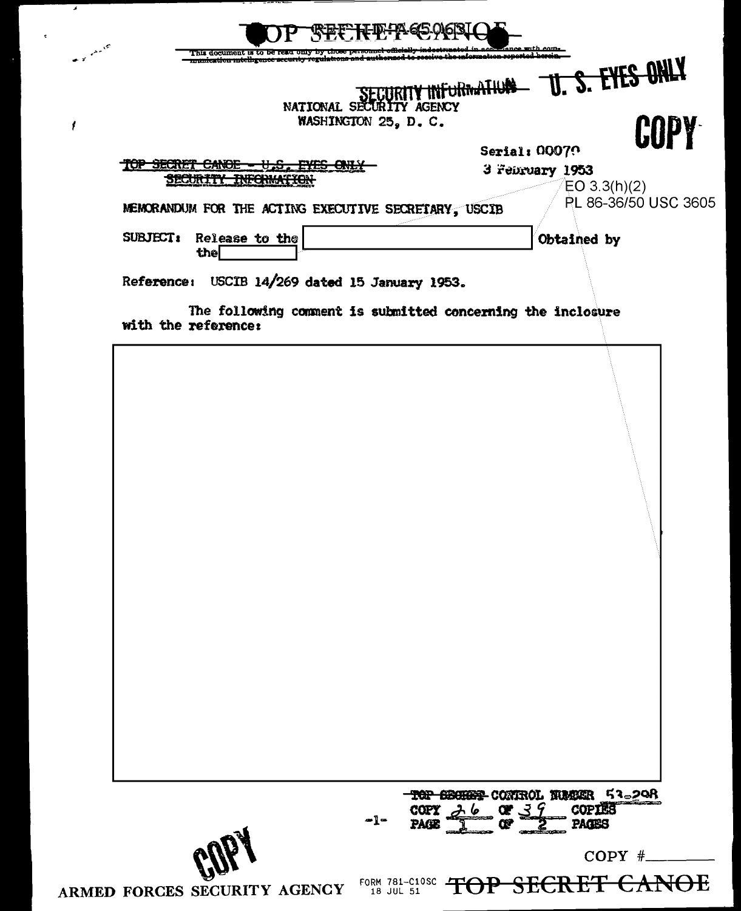TOP SECRET CANOE

This document is to be read only by those personnel officially indoctrinated in accordance with communication intelligence security regulations and authorized to receive the information reported herein.

SECURITY INFORMATION — U. S. EYES ONLY

NATIONAL SECURITY AGENCY
WASHINGTON 25, D. C.

COPY

~~TOP SECRET CANOE - U.S. EYES ONLY~~
~~SECURITY INFORMATION~~

Serial: 00070
3 February 1953

EO 3.3(h)(2)
PL 86-36/50 USC 3605

MEMORANDUM FOR THE ACTING EXECUTIVE SECRETARY, USCIB

SUBJECT: Release to the [ ] Obtained by the [ ]

Reference: USCIB 14/269 dated 15 January 1953.

The following comment is submitted concerning the inclosure with the reference:

[ ]

TOP SECRET CONTROL NUMBER 53-298
COPY 26 OF 39 COPIES
PAGE 1 OF 2 PAGES

COPY #\_\_\_\_\_\_

ARMED FORCES SECURITY AGENCY — FORM 781-C10SC 18 JUL 51 — TOP SECRET CANOE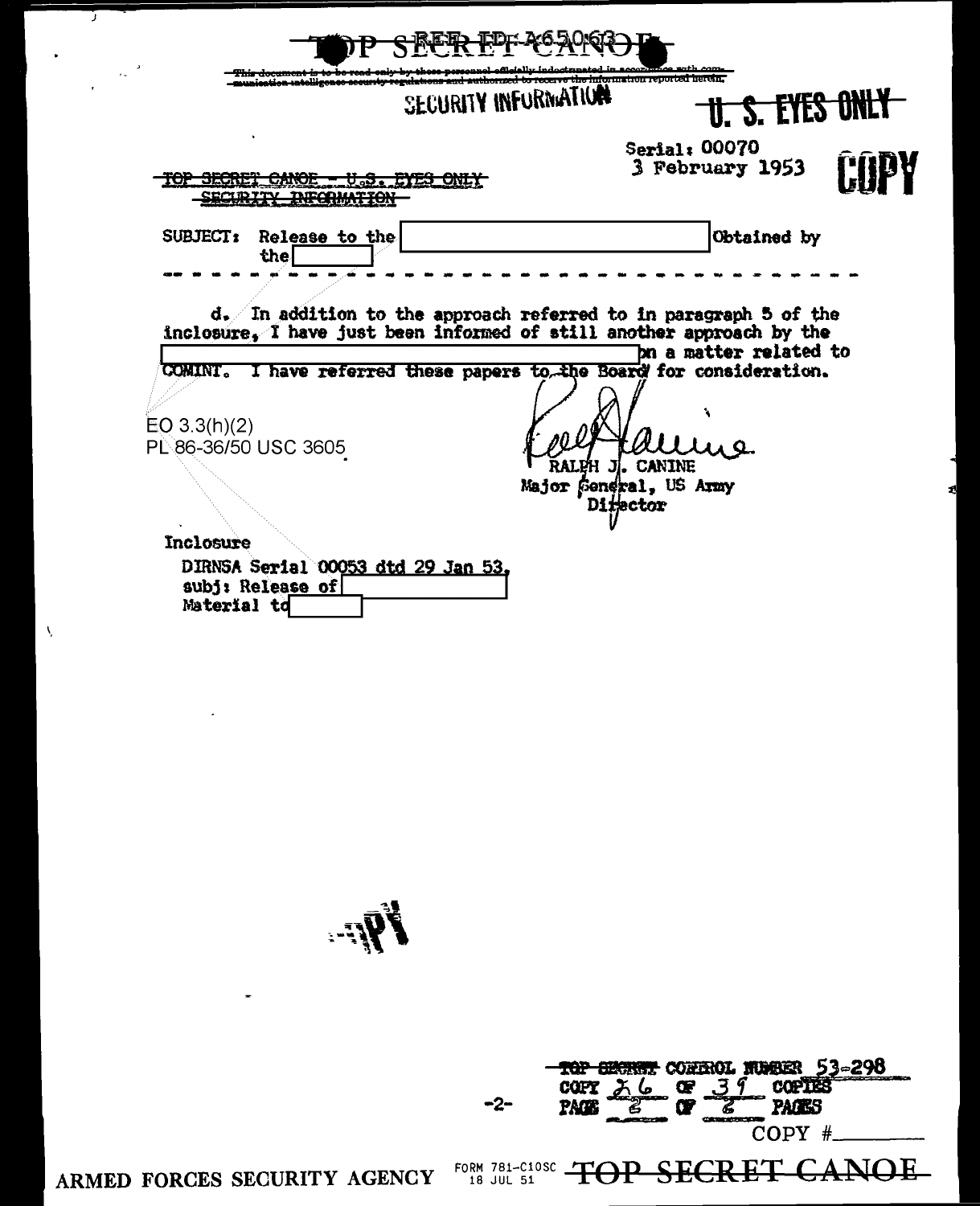TOP SECRET CANOE

This document is to be read only by those personnel officially indoctrinated in accordance with communication intelligence security regulations and authorized to receive the information reported herein.

SECURITY INFORMATION

U. S. EYES ONLY

Serial: 00070
3 February 1953

COPY

~~TOP SECRET CANOE - U.S. EYES ONLY~~
~~SECURITY INFORMATION~~

SUBJECT: Release to the [REDACTED] Obtained by the [REDACTED]

- - - - - - - - - - - - - - - - - - - - - - - - - - - - - - - - -

d. In addition to the approach referred to in paragraph 5 of the inclosure, I have just been informed of still another approach by the [REDACTED] on a matter related to COMINT. I have referred these papers to the Board for consideration.

EO 3.3(h)(2)
PL 86-36/50 USC 3605

RALPH J. CANINE
Major General, US Army
Director

Inclosure
DIRNSA Serial 00053 dtd 29 Jan 53,
subj: Release of [REDACTED]
Material to [REDACTED]

TOP SECRET CONTROL NUMBER 53-298
COPY 26 OF 39 COPIES
PAGE 2 OF 2 PAGES

COPY #________

ARMED FORCES SECURITY AGENCY FORM 781-C10SC 18 JUL 51 TOP SECRET CANOE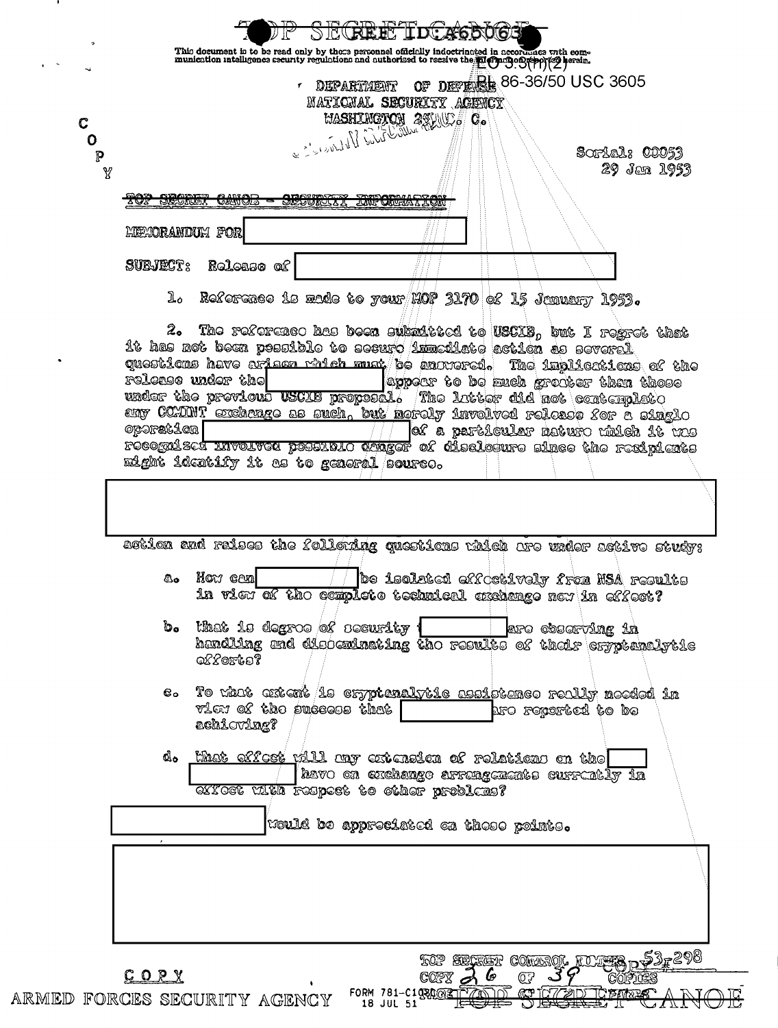TOP SECRET CANOE

REF ID:A65063

This document is to be read only by those personnel officially indoctrinated in accordance with communication intelligence security regulations and authorized to receive the information reported herein.

EO 3.3(h)(2)
PL 86-36/50 USC 3605

C
O
P
Y

DEPARTMENT OF DEFENSE
NATIONAL SECURITY AGENCY
WASHINGTON 25, D. C.

Serial: C0053
29 Jan 1953

~~TOP SECRET CANOE - SECURITY INFORMATION~~

MEMORANDUM FOR [redacted]

SUBJECT: Release of [redacted]

1. Reference is made to your MOP 3170 of 15 January 1953.

2. The reference has been submitted to USCIB, but I regret that it has not been possible to secure immediate action as several questions have arisen which must be answered. The implications of the release under the [redacted] appear to be much greater than those under the previous USCIB proposal. The latter did not contemplate any COMINT exchange as such, but merely involved release for a single operation [redacted] of a particular nature which it was recognized involved possible danger of disclosure since the recipients might identify it as to general source.

[redacted]

action and raises the following questions which are under active study:

a. How can [redacted] be isolated effectively from NSA results in view of the complete technical exchange now in effect?

b. What is degree of security [redacted] are observing in handling and disseminating the results of their cryptanalytic efforts?

c. To what extent is cryptanalytic assistance really needed in view of the success that [redacted] are reported to be achieving?

d. What effect will any extension of relations on the [redacted] [redacted] have on exchange arrangements currently in effect with respect to other problems?

[redacted] would be appreciated on these points.

[redacted]

COPY

TOP SECRET CONTROL NUMBER 53-298
COPY 26 OF 39 COPIES

ARMED FORCES SECURITY AGENCY FORM 781-C10S 18 JUL 51

TOP SECRET CANOE